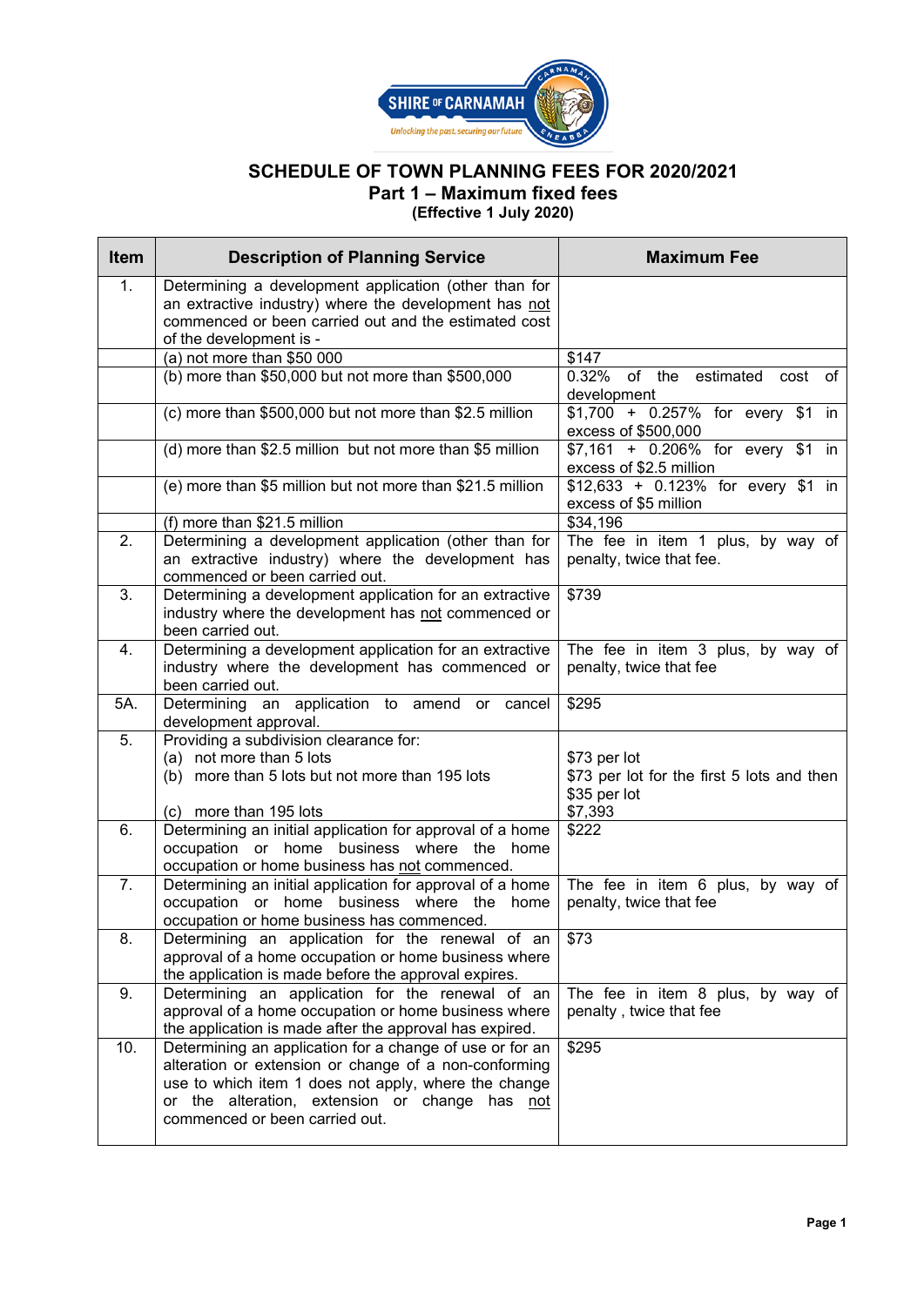# SCHEDULE OF TOWN PLANNING FEES FOR 2020/2021

## Part 1 – Maximum fixed fees

**(Effective 1 July 2020)**

| Item | Description of Planning Service | Maximum Fee |
|---|---|---|
| 1. | Determining a development application (other than for an extractive industry) where the development has not commenced or been carried out and the estimated cost of the development is - | |
| | (a) not more than $50 000 | $147 |
| | (b) more than $50,000 but not more than $500,000 | 0.32% of the estimated cost of development |
| | (c) more than $500,000 but not more than $2.5 million | $1,700 + 0.257% for every $1 in excess of $500,000 |
| | (d) more than $2.5 million but not more than $5 million | $7,161 + 0.206% for every $1 in excess of $2.5 million |
| | (e) more than $5 million but not more than $21.5 million | $12,633 + 0.123% for every $1 in excess of $5 million |
| | (f) more than $21.5 million | $34,196 |
| 2. | Determining a development application (other than for an extractive industry) where the development has commenced or been carried out. | The fee in item 1 plus, by way of penalty, twice that fee. |
| 3. | Determining a development application for an extractive industry where the development has not commenced or been carried out. | $739 |
| 4. | Determining a development application for an extractive industry where the development has commenced or been carried out. | The fee in item 3 plus, by way of penalty, twice that fee |
| 5A. | Determining an application to amend or cancel development approval. | $295 |
| 5. | Providing a subdivision clearance for:<br>(a) not more than 5 lots<br>(b) more than 5 lots but not more than 195 lots<br>(c) more than 195 lots | $73 per lot<br>$73 per lot for the first 5 lots and then $35 per lot<br>$7,393 |
| 6. | Determining an initial application for approval of a home occupation or home business where the home occupation or home business has not commenced. | $222 |
| 7. | Determining an initial application for approval of a home occupation or home business where the home occupation or home business has commenced. | The fee in item 6 plus, by way of penalty, twice that fee |
| 8. | Determining an application for the renewal of an approval of a home occupation or home business where the application is made before the approval expires. | $73 |
| 9. | Determining an application for the renewal of an approval of a home occupation or home business where the application is made after the approval has expired. | The fee in item 8 plus, by way of penalty , twice that fee |
| 10. | Determining an application for a change of use or for an alteration or extension or change of a non-conforming use to which item 1 does not apply, where the change or the alteration, extension or change has not commenced or been carried out. | $295 |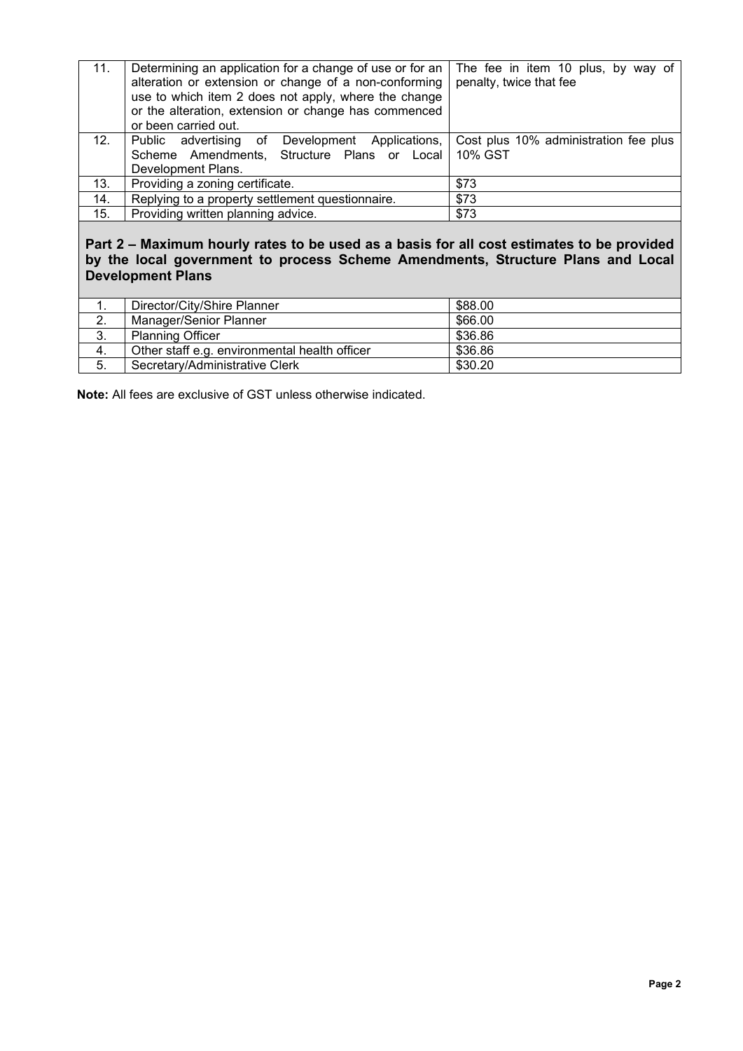| | | |
|---|---|---|
| 11. | Determining an application for a change of use or for an alteration or extension or change of a non-conforming use to which item 2 does not apply, where the change or the alteration, extension or change has commenced or been carried out. | The fee in item 10 plus, by way of penalty, twice that fee |
| 12. | Public advertising of Development Applications, Scheme Amendments, Structure Plans or Local Development Plans. | Cost plus 10% administration fee plus 10% GST |
| 13. | Providing a zoning certificate. | $73 |
| 14. | Replying to a property settlement questionnaire. | $73 |
| 15. | Providing written planning advice. | $73 |

**Part 2 – Maximum hourly rates to be used as a basis for all cost estimates to be provided by the local government to process Scheme Amendments, Structure Plans and Local Development Plans**

| | | |
|---|---|---|
| 1. | Director/City/Shire Planner | $88.00 |
| 2. | Manager/Senior Planner | $66.00 |
| 3. | Planning Officer | $36.86 |
| 4. | Other staff e.g. environmental health officer | $36.86 |
| 5. | Secretary/Administrative Clerk | $30.20 |

**Note:** All fees are exclusive of GST unless otherwise indicated.